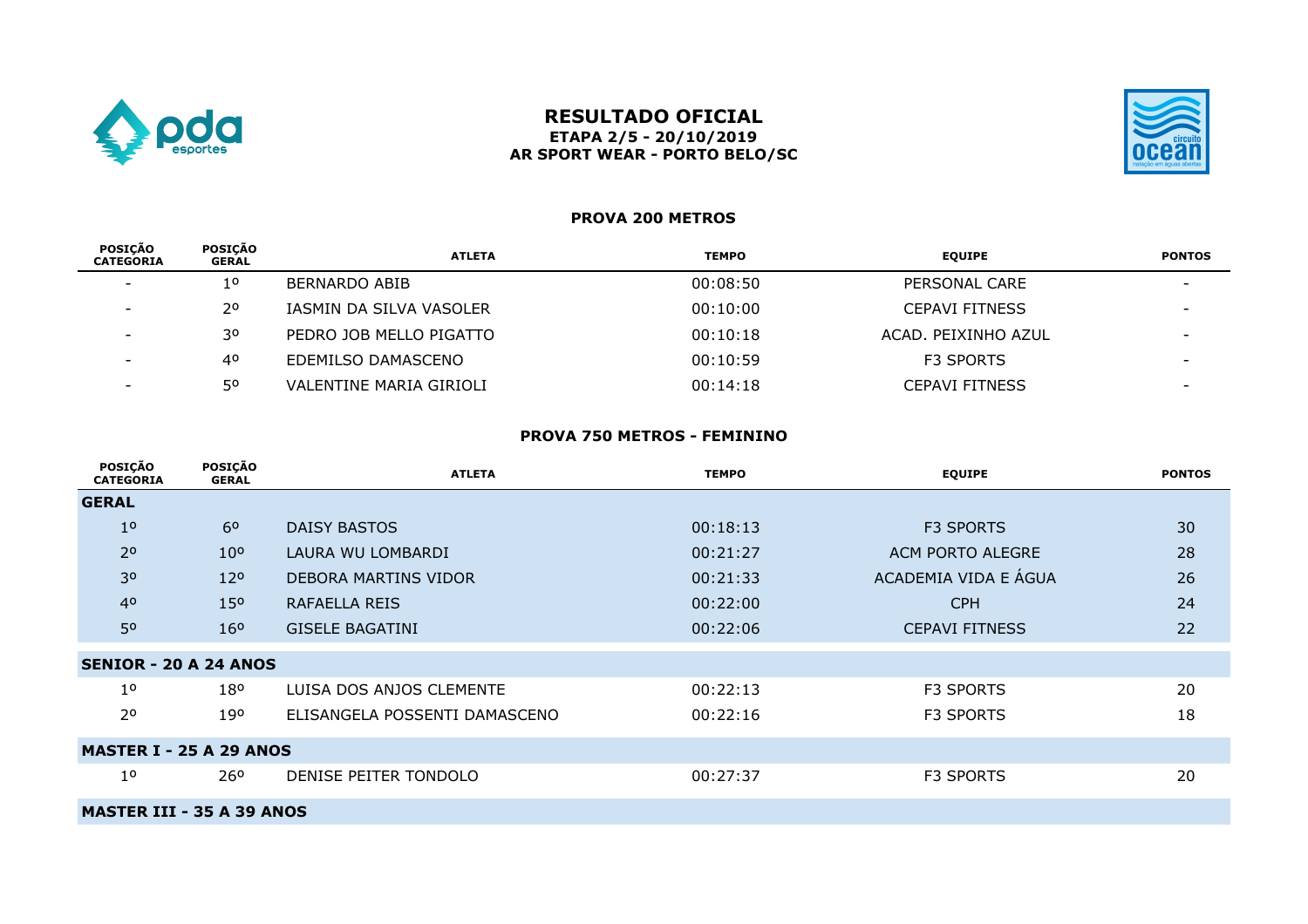# RESULTADO OFICIAL

**ETAPA 2/5 - 20/10/2019**

**AR SPORT WEAR - PORTO BELO/SC**

## PROVA 200 METROS

| POSIÇÃO CATEGORIA | POSIÇÃO GERAL | ATLETA | TEMPO | EQUIPE | PONTOS |
|---|---|---|---|---|---|
| - | 1º | BERNARDO ABIB | 00:08:50 | PERSONAL CARE | - |
| - | 2º | IASMIN DA SILVA VASOLER | 00:10:00 | CEPAVI FITNESS | - |
| - | 3º | PEDRO JOB MELLO PIGATTO | 00:10:18 | ACAD. PEIXINHO AZUL | - |
| - | 4º | EDEMILSO DAMASCENO | 00:10:59 | F3 SPORTS | - |
| - | 5º | VALENTINE MARIA GIRIOLI | 00:14:18 | CEPAVI FITNESS | - |

## PROVA 750 METROS - FEMININO

| POSIÇÃO CATEGORIA | POSIÇÃO GERAL | ATLETA | TEMPO | EQUIPE | PONTOS |
|---|---|---|---|---|---|
| **GERAL** | | | | | |
| 1º | 6º | DAISY BASTOS | 00:18:13 | F3 SPORTS | 30 |
| 2º | 10º | LAURA WU LOMBARDI | 00:21:27 | ACM PORTO ALEGRE | 28 |
| 3º | 12º | DEBORA MARTINS VIDOR | 00:21:33 | ACADEMIA VIDA E ÁGUA | 26 |
| 4º | 15º | RAFAELLA REIS | 00:22:00 | CPH | 24 |
| 5º | 16º | GISELE BAGATINI | 00:22:06 | CEPAVI FITNESS | 22 |
| **SENIOR - 20 A 24 ANOS** | | | | | |
| 1º | 18º | LUISA DOS ANJOS CLEMENTE | 00:22:13 | F3 SPORTS | 20 |
| 2º | 19º | ELISANGELA POSSENTI DAMASCENO | 00:22:16 | F3 SPORTS | 18 |
| **MASTER I - 25 A 29 ANOS** | | | | | |
| 1º | 26º | DENISE PEITER TONDOLO | 00:27:37 | F3 SPORTS | 20 |
| **MASTER III - 35 A 39 ANOS** | | | | | |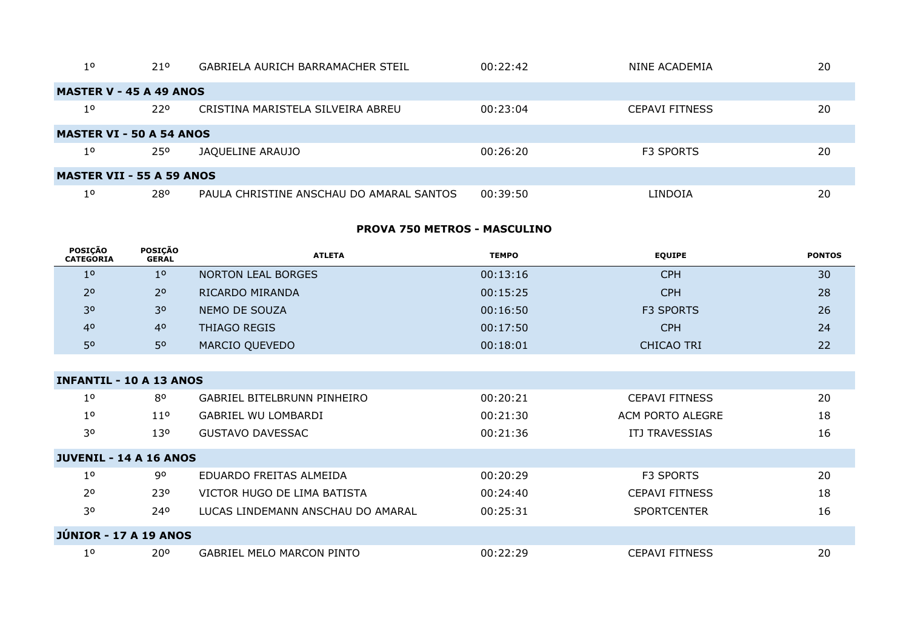| | | | | | |
|---|---|---|---|---|---|
| 1º | 21º | GABRIELA AURICH BARRAMACHER STEIL | 00:22:42 | NINE ACADEMIA | 20 |
| **MASTER V - 45 A 49 ANOS** | | | | | |
| 1º | 22º | CRISTINA MARISTELA SILVEIRA ABREU | 00:23:04 | CEPAVI FITNESS | 20 |
| **MASTER VI - 50 A 54 ANOS** | | | | | |
| 1º | 25º | JAQUELINE ARAUJO | 00:26:20 | F3 SPORTS | 20 |
| **MASTER VII - 55 A 59 ANOS** | | | | | |
| 1º | 28º | PAULA CHRISTINE ANSCHAU DO AMARAL SANTOS | 00:39:50 | LINDOIA | 20 |

## PROVA 750 METROS - MASCULINO

| POSIÇÃO CATEGORIA | POSIÇÃO GERAL | ATLETA | TEMPO | EQUIPE | PONTOS |
|---|---|---|---|---|---|
| 1º | 1º | NORTON LEAL BORGES | 00:13:16 | CPH | 30 |
| 2º | 2º | RICARDO MIRANDA | 00:15:25 | CPH | 28 |
| 3º | 3º | NEMO DE SOUZA | 00:16:50 | F3 SPORTS | 26 |
| 4º | 4º | THIAGO REGIS | 00:17:50 | CPH | 24 |
| 5º | 5º | MARCIO QUEVEDO | 00:18:01 | CHICAO TRI | 22 |
| **INFANTIL - 10 A 13 ANOS** | | | | | |
| 1º | 8º | GABRIEL BITELBRUNN PINHEIRO | 00:20:21 | CEPAVI FITNESS | 20 |
| 1º | 11º | GABRIEL WU LOMBARDI | 00:21:30 | ACM PORTO ALEGRE | 18 |
| 3º | 13º | GUSTAVO DAVESSAC | 00:21:36 | ITJ TRAVESSIAS | 16 |
| **JUVENIL - 14 A 16 ANOS** | | | | | |
| 1º | 9º | EDUARDO FREITAS ALMEIDA | 00:20:29 | F3 SPORTS | 20 |
| 2º | 23º | VICTOR HUGO DE LIMA BATISTA | 00:24:40 | CEPAVI FITNESS | 18 |
| 3º | 24º | LUCAS LINDEMANN ANSCHAU DO AMARAL | 00:25:31 | SPORTCENTER | 16 |
| **JÚNIOR - 17 A 19 ANOS** | | | | | |
| 1º | 20º | GABRIEL MELO MARCON PINTO | 00:22:29 | CEPAVI FITNESS | 20 |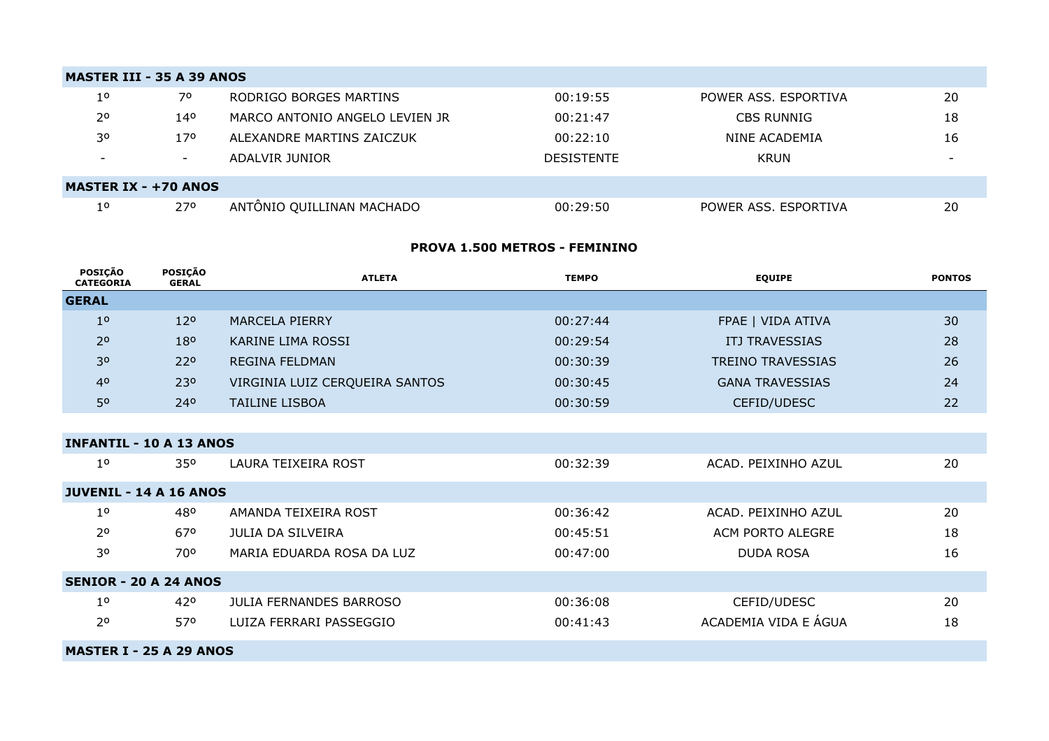| | | | | | |
|---|---|---|---|---|---|
| **MASTER III - 35 A 39 ANOS** | | | | | |
| 1º | 7º | RODRIGO BORGES MARTINS | 00:19:55 | POWER ASS. ESPORTIVA | 20 |
| 2º | 14º | MARCO ANTONIO ANGELO LEVIEN JR | 00:21:47 | CBS RUNNIG | 18 |
| 3º | 17º | ALEXANDRE MARTINS ZAICZUK | 00:22:10 | NINE ACADEMIA | 16 |
| - | - | ADALVIR JUNIOR | DESISTENTE | KRUN | - |
| **MASTER IX - +70 ANOS** | | | | | |
| 1º | 27º | ANTÔNIO QUILLINAN MACHADO | 00:29:50 | POWER ASS. ESPORTIVA | 20 |

## PROVA 1.500 METROS - FEMININO

| POSIÇÃO CATEGORIA | POSIÇÃO GERAL | ATLETA | TEMPO | EQUIPE | PONTOS |
|---|---|---|---|---|---|
| **GERAL** | | | | | |
| 1º | 12º | MARCELA PIERRY | 00:27:44 | FPAE \| VIDA ATIVA | 30 |
| 2º | 18º | KARINE LIMA ROSSI | 00:29:54 | ITJ TRAVESSIAS | 28 |
| 3º | 22º | REGINA FELDMAN | 00:30:39 | TREINO TRAVESSIAS | 26 |
| 4º | 23º | VIRGINIA LUIZ CERQUEIRA SANTOS | 00:30:45 | GANA TRAVESSIAS | 24 |
| 5º | 24º | TAILINE LISBOA | 00:30:59 | CEFID/UDESC | 22 |
| **INFANTIL - 10 A 13 ANOS** | | | | | |
| 1º | 35º | LAURA TEIXEIRA ROST | 00:32:39 | ACAD. PEIXINHO AZUL | 20 |
| **JUVENIL - 14 A 16 ANOS** | | | | | |
| 1º | 48º | AMANDA TEIXEIRA ROST | 00:36:42 | ACAD. PEIXINHO AZUL | 20 |
| 2º | 67º | JULIA DA SILVEIRA | 00:45:51 | ACM PORTO ALEGRE | 18 |
| 3º | 70º | MARIA EDUARDA ROSA DA LUZ | 00:47:00 | DUDA ROSA | 16 |
| **SENIOR - 20 A 24 ANOS** | | | | | |
| 1º | 42º | JULIA FERNANDES BARROSO | 00:36:08 | CEFID/UDESC | 20 |
| 2º | 57º | LUIZA FERRARI PASSEGGIO | 00:41:43 | ACADEMIA VIDA E ÁGUA | 18 |
| **MASTER I - 25 A 29 ANOS** | | | | | |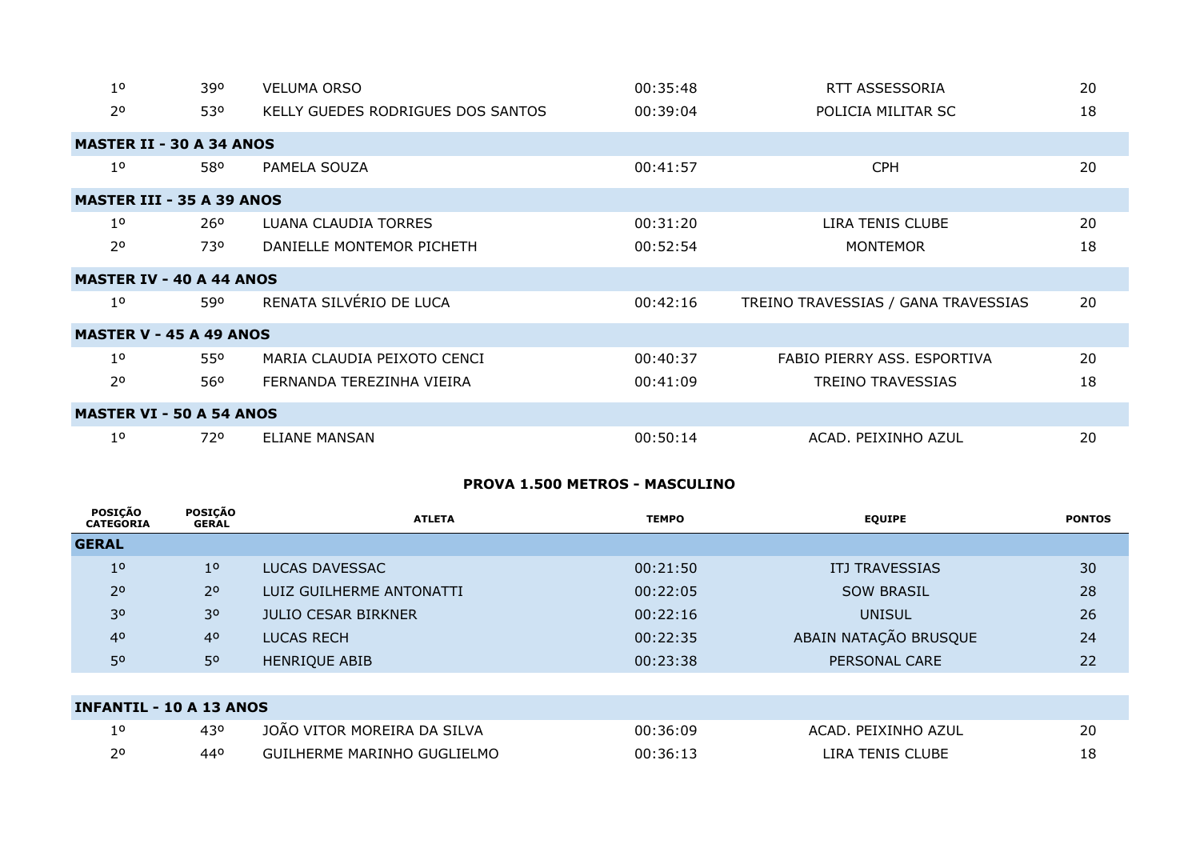| | | | | | |
|---|---|---|---|---|---|
| 1º | 39º | VELUMA ORSO | 00:35:48 | RTT ASSESSORIA | 20 |
| 2º | 53º | KELLY GUEDES RODRIGUES DOS SANTOS | 00:39:04 | POLICIA MILITAR SC | 18 |
| **MASTER II - 30 A 34 ANOS** | | | | | |
| 1º | 58º | PAMELA SOUZA | 00:41:57 | CPH | 20 |
| **MASTER III - 35 A 39 ANOS** | | | | | |
| 1º | 26º | LUANA CLAUDIA TORRES | 00:31:20 | LIRA TENIS CLUBE | 20 |
| 2º | 73º | DANIELLE MONTEMOR PICHETH | 00:52:54 | MONTEMOR | 18 |
| **MASTER IV - 40 A 44 ANOS** | | | | | |
| 1º | 59º | RENATA SILVÉRIO DE LUCA | 00:42:16 | TREINO TRAVESSIAS / GANA TRAVESSIAS | 20 |
| **MASTER V - 45 A 49 ANOS** | | | | | |
| 1º | 55º | MARIA CLAUDIA PEIXOTO CENCI | 00:40:37 | FABIO PIERRY ASS. ESPORTIVA | 20 |
| 2º | 56º | FERNANDA TEREZINHA VIEIRA | 00:41:09 | TREINO TRAVESSIAS | 18 |
| **MASTER VI - 50 A 54 ANOS** | | | | | |
| 1º | 72º | ELIANE MANSAN | 00:50:14 | ACAD. PEIXINHO AZUL | 20 |

## PROVA 1.500 METROS - MASCULINO

| POSIÇÃO CATEGORIA | POSIÇÃO GERAL | ATLETA | TEMPO | EQUIPE | PONTOS |
|---|---|---|---|---|---|
| **GERAL** | | | | | |
| 1º | 1º | LUCAS DAVESSAC | 00:21:50 | ITJ TRAVESSIAS | 30 |
| 2º | 2º | LUIZ GUILHERME ANTONATTI | 00:22:05 | SOW BRASIL | 28 |
| 3º | 3º | JULIO CESAR BIRKNER | 00:22:16 | UNISUL | 26 |
| 4º | 4º | LUCAS RECH | 00:22:35 | ABAIN NATAÇÃO BRUSQUE | 24 |
| 5º | 5º | HENRIQUE ABIB | 00:23:38 | PERSONAL CARE | 22 |
| **INFANTIL - 10 A 13 ANOS** | | | | | |
| 1º | 43º | JOÃO VITOR MOREIRA DA SILVA | 00:36:09 | ACAD. PEIXINHO AZUL | 20 |
| 2º | 44º | GUILHERME MARINHO GUGLIELMO | 00:36:13 | LIRA TENIS CLUBE | 18 |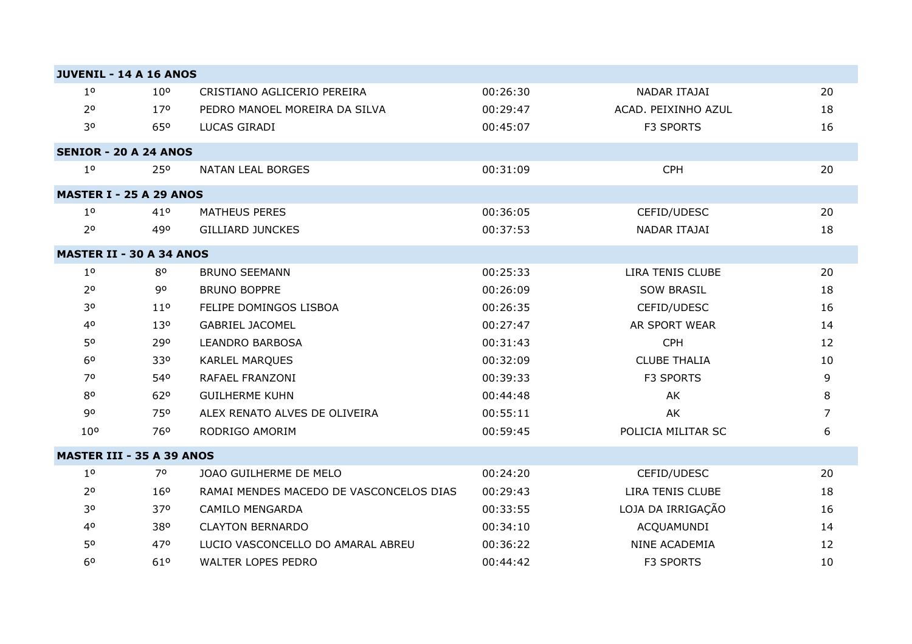| **JUVENIL - 14 A 16 ANOS** | | | | | |
|---|---|---|---|---|---|
| 1º | 10º | CRISTIANO AGLICERIO PEREIRA | 00:26:30 | NADAR ITAJAI | 20 |
| 2º | 17º | PEDRO MANOEL MOREIRA DA SILVA | 00:29:47 | ACAD. PEIXINHO AZUL | 18 |
| 3º | 65º | LUCAS GIRADI | 00:45:07 | F3 SPORTS | 16 |
| **SENIOR - 20 A 24 ANOS** | | | | | |
| 1º | 25º | NATAN LEAL BORGES | 00:31:09 | CPH | 20 |
| **MASTER I - 25 A 29 ANOS** | | | | | |
| 1º | 41º | MATHEUS PERES | 00:36:05 | CEFID/UDESC | 20 |
| 2º | 49º | GILLIARD JUNCKES | 00:37:53 | NADAR ITAJAI | 18 |
| **MASTER II - 30 A 34 ANOS** | | | | | |
| 1º | 8º | BRUNO SEEMANN | 00:25:33 | LIRA TENIS CLUBE | 20 |
| 2º | 9º | BRUNO BOPPRE | 00:26:09 | SOW BRASIL | 18 |
| 3º | 11º | FELIPE DOMINGOS LISBOA | 00:26:35 | CEFID/UDESC | 16 |
| 4º | 13º | GABRIEL JACOMEL | 00:27:47 | AR SPORT WEAR | 14 |
| 5º | 29º | LEANDRO BARBOSA | 00:31:43 | CPH | 12 |
| 6º | 33º | KARLEL MARQUES | 00:32:09 | CLUBE THALIA | 10 |
| 7º | 54º | RAFAEL FRANZONI | 00:39:33 | F3 SPORTS | 9 |
| 8º | 62º | GUILHERME KUHN | 00:44:48 | AK | 8 |
| 9º | 75º | ALEX RENATO ALVES DE OLIVEIRA | 00:55:11 | AK | 7 |
| 10º | 76º | RODRIGO AMORIM | 00:59:45 | POLICIA MILITAR SC | 6 |
| **MASTER III - 35 A 39 ANOS** | | | | | |
| 1º | 7º | JOAO GUILHERME DE MELO | 00:24:20 | CEFID/UDESC | 20 |
| 2º | 16º | RAMAI MENDES MACEDO DE VASCONCELOS DIAS | 00:29:43 | LIRA TENIS CLUBE | 18 |
| 3º | 37º | CAMILO MENGARDA | 00:33:55 | LOJA DA IRRIGAÇÃO | 16 |
| 4º | 38º | CLAYTON BERNARDO | 00:34:10 | ACQUAMUNDI | 14 |
| 5º | 47º | LUCIO VASCONCELLO DO AMARAL ABREU | 00:36:22 | NINE ACADEMIA | 12 |
| 6º | 61º | WALTER LOPES PEDRO | 00:44:42 | F3 SPORTS | 10 |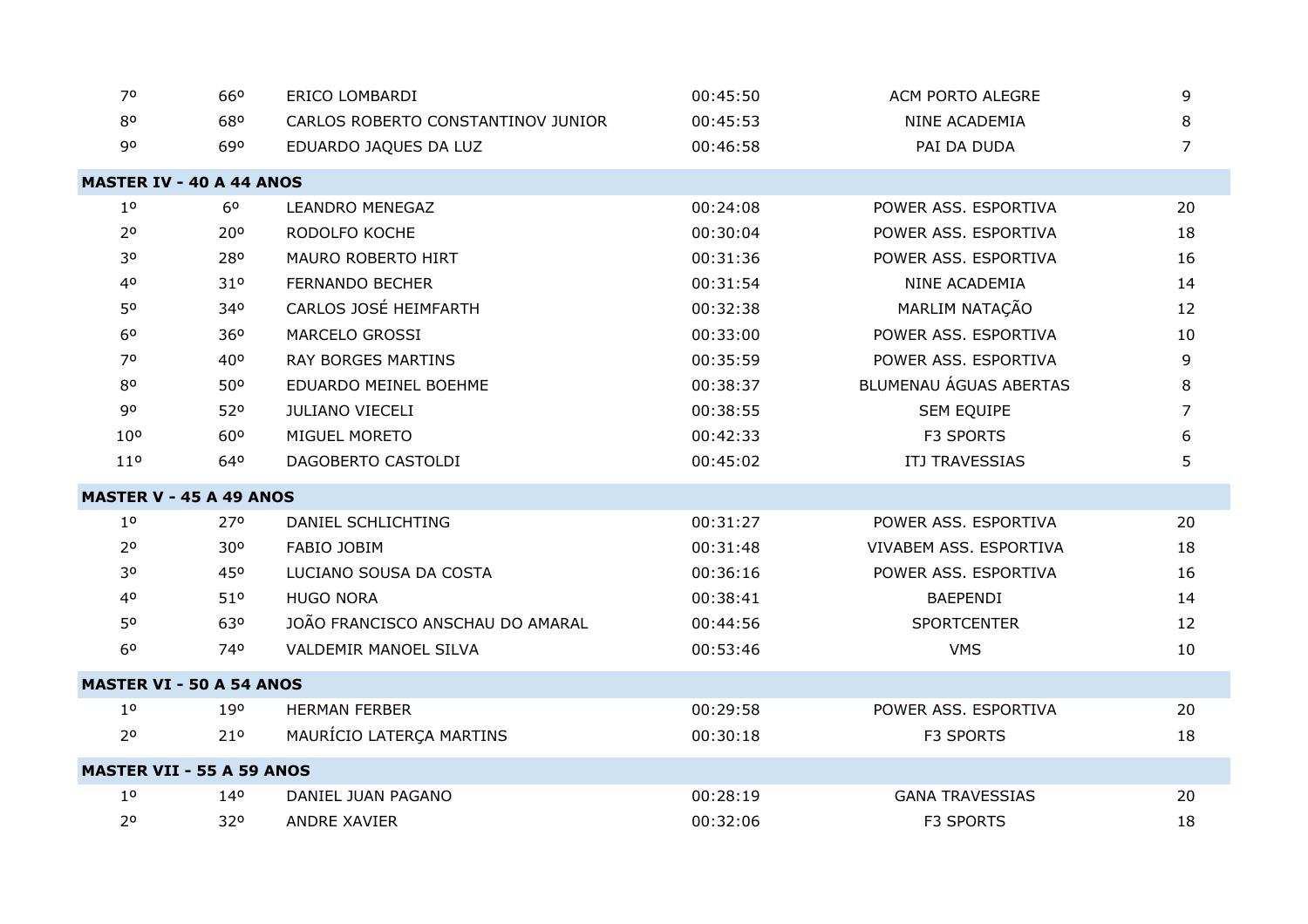| | | | | | |
|---|---|---|---|---|---|
| 7º | 66º | ERICO LOMBARDI | 00:45:50 | ACM PORTO ALEGRE | 9 |
| 8º | 68º | CARLOS ROBERTO CONSTANTINOV JUNIOR | 00:45:53 | NINE ACADEMIA | 8 |
| 9º | 69º | EDUARDO JAQUES DA LUZ | 00:46:58 | PAI DA DUDA | 7 |
| **MASTER IV - 40 A 44 ANOS** | | | | | |
| 1º | 6º | LEANDRO MENEGAZ | 00:24:08 | POWER ASS. ESPORTIVA | 20 |
| 2º | 20º | RODOLFO KOCHE | 00:30:04 | POWER ASS. ESPORTIVA | 18 |
| 3º | 28º | MAURO ROBERTO HIRT | 00:31:36 | POWER ASS. ESPORTIVA | 16 |
| 4º | 31º | FERNANDO BECHER | 00:31:54 | NINE ACADEMIA | 14 |
| 5º | 34º | CARLOS JOSÉ HEIMFARTH | 00:32:38 | MARLIM NATAÇÃO | 12 |
| 6º | 36º | MARCELO GROSSI | 00:33:00 | POWER ASS. ESPORTIVA | 10 |
| 7º | 40º | RAY BORGES MARTINS | 00:35:59 | POWER ASS. ESPORTIVA | 9 |
| 8º | 50º | EDUARDO MEINEL BOEHME | 00:38:37 | BLUMENAU ÁGUAS ABERTAS | 8 |
| 9º | 52º | JULIANO VIECELI | 00:38:55 | SEM EQUIPE | 7 |
| 10º | 60º | MIGUEL MORETO | 00:42:33 | F3 SPORTS | 6 |
| 11º | 64º | DAGOBERTO CASTOLDI | 00:45:02 | ITJ TRAVESSIAS | 5 |
| **MASTER V - 45 A 49 ANOS** | | | | | |
| 1º | 27º | DANIEL SCHLICHTING | 00:31:27 | POWER ASS. ESPORTIVA | 20 |
| 2º | 30º | FABIO JOBIM | 00:31:48 | VIVABEM ASS. ESPORTIVA | 18 |
| 3º | 45º | LUCIANO SOUSA DA COSTA | 00:36:16 | POWER ASS. ESPORTIVA | 16 |
| 4º | 51º | HUGO NORA | 00:38:41 | BAEPENDI | 14 |
| 5º | 63º | JOÃO FRANCISCO ANSCHAU DO AMARAL | 00:44:56 | SPORTCENTER | 12 |
| 6º | 74º | VALDEMIR MANOEL SILVA | 00:53:46 | VMS | 10 |
| **MASTER VI - 50 A 54 ANOS** | | | | | |
| 1º | 19º | HERMAN FERBER | 00:29:58 | POWER ASS. ESPORTIVA | 20 |
| 2º | 21º | MAURÍCIO LATERÇA MARTINS | 00:30:18 | F3 SPORTS | 18 |
| **MASTER VII - 55 A 59 ANOS** | | | | | |
| 1º | 14º | DANIEL JUAN PAGANO | 00:28:19 | GANA TRAVESSIAS | 20 |
| 2º | 32º | ANDRE XAVIER | 00:32:06 | F3 SPORTS | 18 |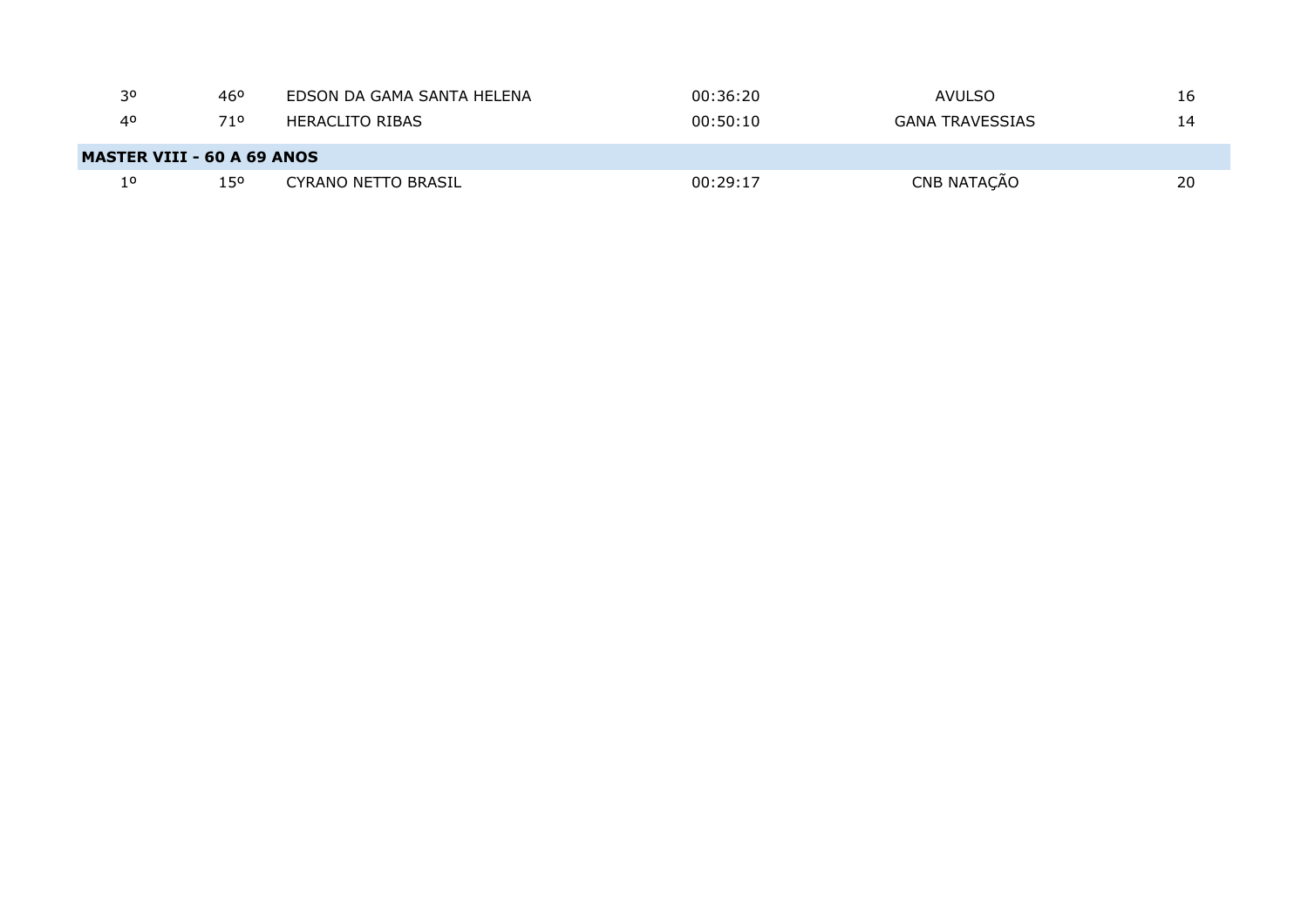| | | | | | |
|---|---|---|---|---|---|
| 3º | 46º | EDSON DA GAMA SANTA HELENA | 00:36:20 | AVULSO | 16 |
| 4º | 71º | HERACLITO RIBAS | 00:50:10 | GANA TRAVESSIAS | 14 |
| **MASTER VIII - 60 A 69 ANOS** | | | | | |
| 1º | 15º | CYRANO NETTO BRASIL | 00:29:17 | CNB NATAÇÃO | 20 |